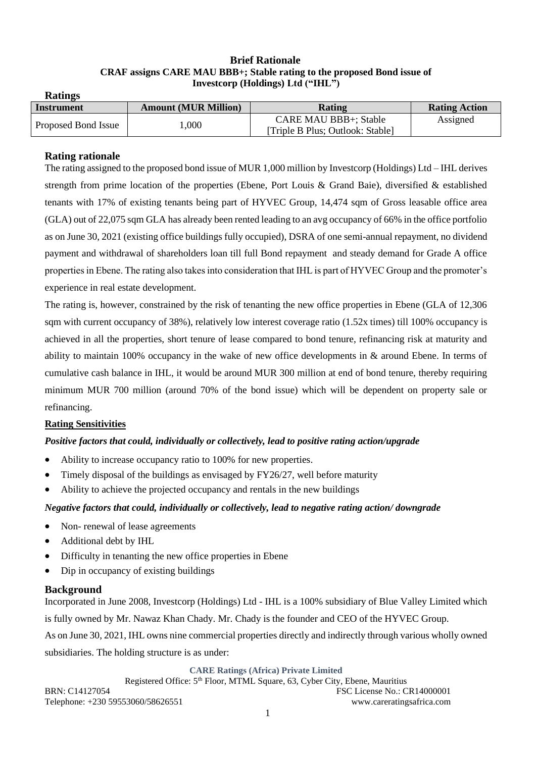# Brief Rationale

## CRAF assigns CARE MAU BBB+; Stable rating to the proposed Bond issue of Investcorp (Holdings) Ltd ("IHL")

### Ratings

| Instrument | Amount (MUR Million) | Rating | Rating Action |
|---|---|---|---|
| Proposed Bond Issue | 1,000 | CARE MAU BBB+; Stable [Triple B Plus; Outlook: Stable] | Assigned |

### Rating rationale

The rating assigned to the proposed bond issue of MUR 1,000 million by Investcorp (Holdings) Ltd – IHL derives strength from prime location of the properties (Ebene, Port Louis & Grand Baie), diversified & established tenants with 17% of existing tenants being part of HYVEC Group, 14,474 sqm of Gross leasable office area (GLA) out of 22,075 sqm GLA has already been rented leading to an avg occupancy of 66% in the office portfolio as on June 30, 2021 (existing office buildings fully occupied), DSRA of one semi-annual repayment, no dividend payment and withdrawal of shareholders loan till full Bond repayment and steady demand for Grade A office properties in Ebene. The rating also takes into consideration that IHL is part of HYVEC Group and the promoter's experience in real estate development.

The rating is, however, constrained by the risk of tenanting the new office properties in Ebene (GLA of 12,306 sqm with current occupancy of 38%), relatively low interest coverage ratio (1.52x times) till 100% occupancy is achieved in all the properties, short tenure of lease compared to bond tenure, refinancing risk at maturity and ability to maintain 100% occupancy in the wake of new office developments in & around Ebene. In terms of cumulative cash balance in IHL, it would be around MUR 300 million at end of bond tenure, thereby requiring minimum MUR 700 million (around 70% of the bond issue) which will be dependent on property sale or refinancing.

#### Rating Sensitivities

***Positive factors that could, individually or collectively, lead to positive rating action/upgrade***

- Ability to increase occupancy ratio to 100% for new properties.
- Timely disposal of the buildings as envisaged by FY26/27, well before maturity
- Ability to achieve the projected occupancy and rentals in the new buildings

***Negative factors that could, individually or collectively, lead to negative rating action/ downgrade***

- Non- renewal of lease agreements
- Additional debt by IHL
- Difficulty in tenanting the new office properties in Ebene
- Dip in occupancy of existing buildings

### Background

Incorporated in June 2008, Investcorp (Holdings) Ltd - IHL is a 100% subsidiary of Blue Valley Limited which is fully owned by Mr. Nawaz Khan Chady. Mr. Chady is the founder and CEO of the HYVEC Group.

As on June 30, 2021, IHL owns nine commercial properties directly and indirectly through various wholly owned subsidiaries. The holding structure is as under: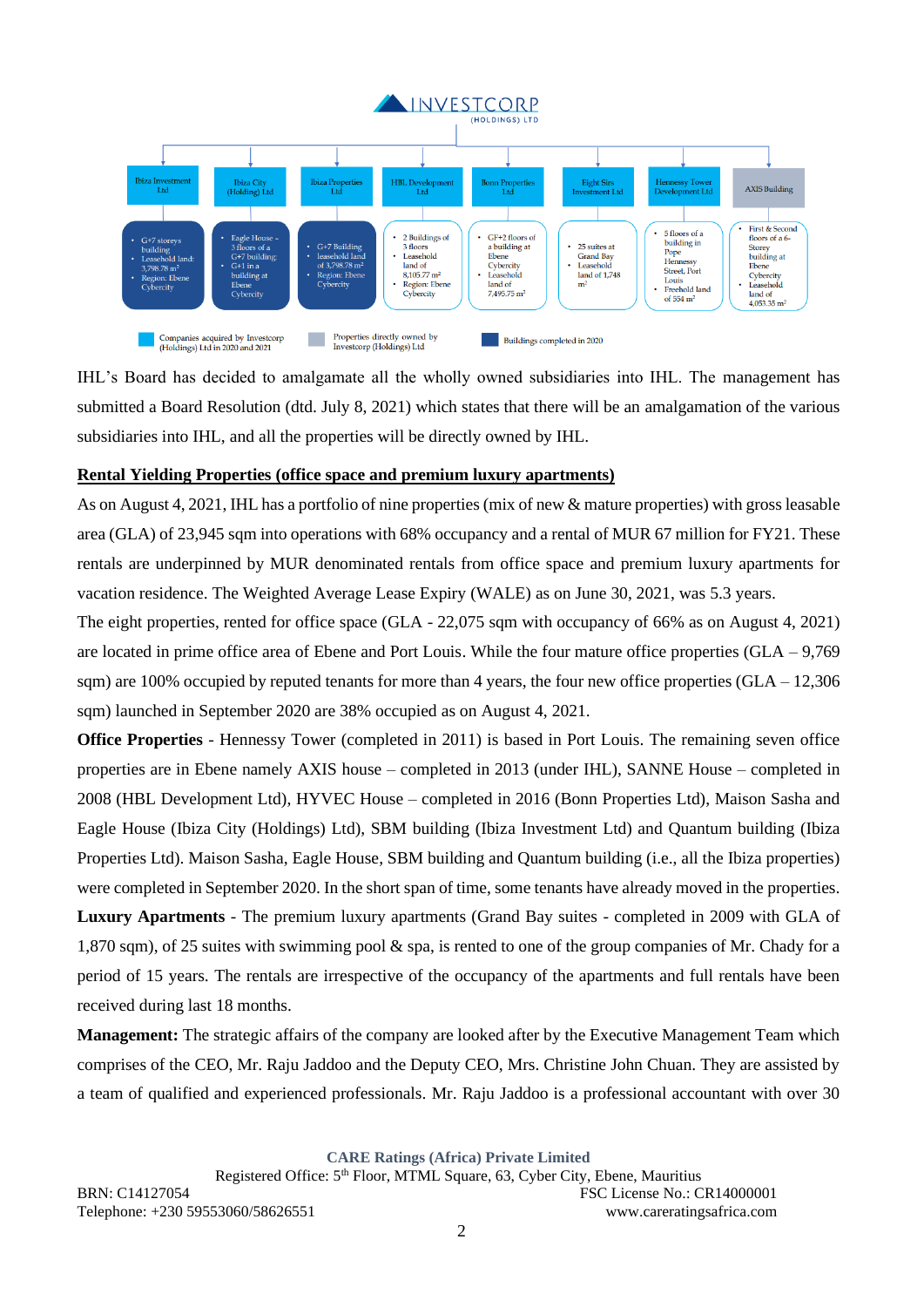**INVESTCORP (HOLDINGS) LTD**

| Entity | Details |
|---|---|
| Ibiza Investment Ltd | G+7 storeys building; Leasehold land: 3,798.78 m²; Region: Ebene Cybercity |
| Ibiza City (Holding) Ltd | Eagle House - 3 floors of a G+7 building; G+1 in a building at Ebene Cybercity |
| Ibiza Properties Ltd | G+7 Building leasehold land of 3,798.78 m²; Region: Ebene Cybercity |
| HBL Development Ltd | 2 Buildings of 3 floors; Leasehold land of 8,105.77 m²; Region: Ebene Cybercity |
| Bonn Properties Ltd | GF+2 floors of a building at Ebene Cybercity; Leasehold land of 7,495.75 m² |
| Eight Sirs Investment Ltd | 25 suites at Grand Bay; Leasehold land of 1,748 m² |
| Hennessy Tower Development Ltd | 5 floors of a building in Pope Hennessy Street, Port Louis; Freehold land of 554 m² |
| AXIS Building | First & Second floors of a 6-Storey building at Ebene Cybercity; Leasehold land of 4,053.35 m² |

Legend: Companies acquired by Investcorp (Holdings) Ltd in 2020 and 2021; Properties directly owned by Investcorp (Holdings) Ltd; Buildings completed in 2020

IHL's Board has decided to amalgamate all the wholly owned subsidiaries into IHL. The management has submitted a Board Resolution (dtd. July 8, 2021) which states that there will be an amalgamation of the various subsidiaries into IHL, and all the properties will be directly owned by IHL.

**Rental Yielding Properties (office space and premium luxury apartments)**

As on August 4, 2021, IHL has a portfolio of nine properties (mix of new & mature properties) with gross leasable area (GLA) of 23,945 sqm into operations with 68% occupancy and a rental of MUR 67 million for FY21. These rentals are underpinned by MUR denominated rentals from office space and premium luxury apartments for vacation residence. The Weighted Average Lease Expiry (WALE) as on June 30, 2021, was 5.3 years.

The eight properties, rented for office space (GLA - 22,075 sqm with occupancy of 66% as on August 4, 2021) are located in prime office area of Ebene and Port Louis. While the four mature office properties (GLA – 9,769 sqm) are 100% occupied by reputed tenants for more than 4 years, the four new office properties (GLA – 12,306 sqm) launched in September 2020 are 38% occupied as on August 4, 2021.

**Office Properties** - Hennessy Tower (completed in 2011) is based in Port Louis. The remaining seven office properties are in Ebene namely AXIS house – completed in 2013 (under IHL), SANNE House – completed in 2008 (HBL Development Ltd), HYVEC House – completed in 2016 (Bonn Properties Ltd), Maison Sasha and Eagle House (Ibiza City (Holdings) Ltd), SBM building (Ibiza Investment Ltd) and Quantum building (Ibiza Properties Ltd). Maison Sasha, Eagle House, SBM building and Quantum building (i.e., all the Ibiza properties) were completed in September 2020. In the short span of time, some tenants have already moved in the properties.

**Luxury Apartments** - The premium luxury apartments (Grand Bay suites - completed in 2009 with GLA of 1,870 sqm), of 25 suites with swimming pool & spa, is rented to one of the group companies of Mr. Chady for a period of 15 years. The rentals are irrespective of the occupancy of the apartments and full rentals have been received during last 18 months.

**Management:** The strategic affairs of the company are looked after by the Executive Management Team which comprises of the CEO, Mr. Raju Jaddoo and the Deputy CEO, Mrs. Christine John Chuan. They are assisted by a team of qualified and experienced professionals. Mr. Raju Jaddoo is a professional accountant with over 30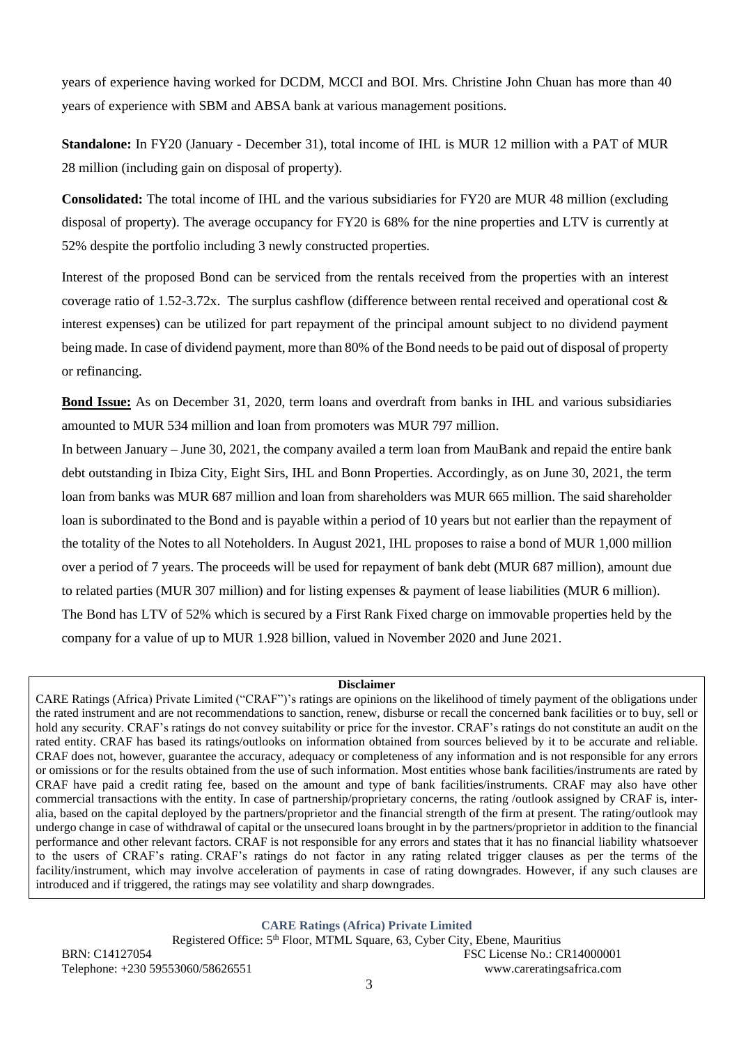years of experience having worked for DCDM, MCCI and BOI. Mrs. Christine John Chuan has more than 40 years of experience with SBM and ABSA bank at various management positions.

**Standalone:** In FY20 (January - December 31), total income of IHL is MUR 12 million with a PAT of MUR 28 million (including gain on disposal of property).

**Consolidated:** The total income of IHL and the various subsidiaries for FY20 are MUR 48 million (excluding disposal of property). The average occupancy for FY20 is 68% for the nine properties and LTV is currently at 52% despite the portfolio including 3 newly constructed properties.

Interest of the proposed Bond can be serviced from the rentals received from the properties with an interest coverage ratio of 1.52-3.72x. The surplus cashflow (difference between rental received and operational cost & interest expenses) can be utilized for part repayment of the principal amount subject to no dividend payment being made. In case of dividend payment, more than 80% of the Bond needs to be paid out of disposal of property or refinancing.

**Bond Issue:** As on December 31, 2020, term loans and overdraft from banks in IHL and various subsidiaries amounted to MUR 534 million and loan from promoters was MUR 797 million.

In between January – June 30, 2021, the company availed a term loan from MauBank and repaid the entire bank debt outstanding in Ibiza City, Eight Sirs, IHL and Bonn Properties. Accordingly, as on June 30, 2021, the term loan from banks was MUR 687 million and loan from shareholders was MUR 665 million. The said shareholder loan is subordinated to the Bond and is payable within a period of 10 years but not earlier than the repayment of the totality of the Notes to all Noteholders. In August 2021, IHL proposes to raise a bond of MUR 1,000 million over a period of 7 years. The proceeds will be used for repayment of bank debt (MUR 687 million), amount due to related parties (MUR 307 million) and for listing expenses & payment of lease liabilities (MUR 6 million).

The Bond has LTV of 52% which is secured by a First Rank Fixed charge on immovable properties held by the company for a value of up to MUR 1.928 billion, valued in November 2020 and June 2021.

**Disclaimer**

CARE Ratings (Africa) Private Limited ("CRAF")'s ratings are opinions on the likelihood of timely payment of the obligations under the rated instrument and are not recommendations to sanction, renew, disburse or recall the concerned bank facilities or to buy, sell or hold any security. CRAF's ratings do not convey suitability or price for the investor. CRAF's ratings do not constitute an audit on the rated entity. CRAF has based its ratings/outlooks on information obtained from sources believed by it to be accurate and reliable. CRAF does not, however, guarantee the accuracy, adequacy or completeness of any information and is not responsible for any errors or omissions or for the results obtained from the use of such information. Most entities whose bank facilities/instruments are rated by CRAF have paid a credit rating fee, based on the amount and type of bank facilities/instruments. CRAF may also have other commercial transactions with the entity. In case of partnership/proprietary concerns, the rating /outlook assigned by CRAF is, inter-alia, based on the capital deployed by the partners/proprietor and the financial strength of the firm at present. The rating/outlook may undergo change in case of withdrawal of capital or the unsecured loans brought in by the partners/proprietor in addition to the financial performance and other relevant factors. CRAF is not responsible for any errors and states that it has no financial liability whatsoever to the users of CRAF's rating. CRAF's ratings do not factor in any rating related trigger clauses as per the terms of the facility/instrument, which may involve acceleration of payments in case of rating downgrades. However, if any such clauses are introduced and if triggered, the ratings may see volatility and sharp downgrades.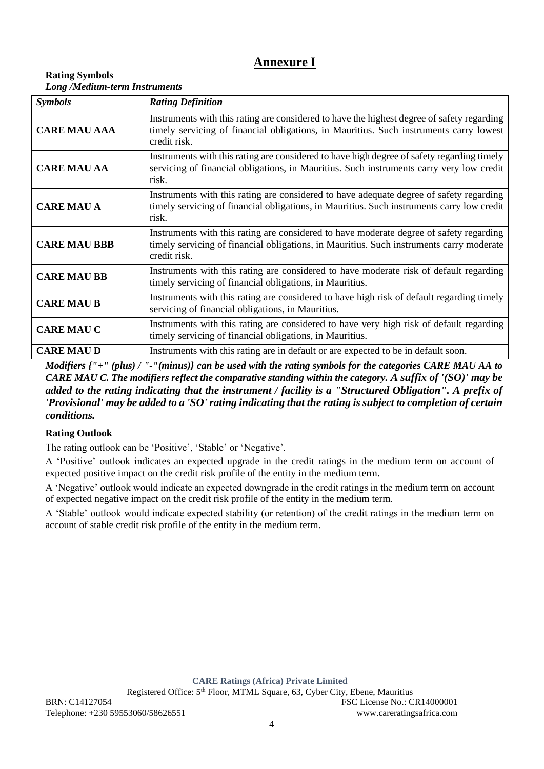# Annexure I

**Rating Symbols**

***Long /Medium-term Instruments***

| *Symbols* | *Rating Definition* |
|---|---|
| **CARE MAU AAA** | Instruments with this rating are considered to have the highest degree of safety regarding timely servicing of financial obligations, in Mauritius. Such instruments carry lowest credit risk. |
| **CARE MAU AA** | Instruments with this rating are considered to have high degree of safety regarding timely servicing of financial obligations, in Mauritius. Such instruments carry very low credit risk. |
| **CARE MAU A** | Instruments with this rating are considered to have adequate degree of safety regarding timely servicing of financial obligations, in Mauritius. Such instruments carry low credit risk. |
| **CARE MAU BBB** | Instruments with this rating are considered to have moderate degree of safety regarding timely servicing of financial obligations, in Mauritius. Such instruments carry moderate credit risk. |
| **CARE MAU BB** | Instruments with this rating are considered to have moderate risk of default regarding timely servicing of financial obligations, in Mauritius. |
| **CARE MAU B** | Instruments with this rating are considered to have high risk of default regarding timely servicing of financial obligations, in Mauritius. |
| **CARE MAU C** | Instruments with this rating are considered to have very high risk of default regarding timely servicing of financial obligations, in Mauritius. |
| **CARE MAU D** | Instruments with this rating are in default or are expected to be in default soon. |

***Modifiers {"+" (plus) / "-"(minus)} can be used with the rating symbols for the categories CARE MAU AA to CARE MAU C. The modifiers reflect the comparative standing within the category. A suffix of '(SO)' may be added to the rating indicating that the instrument / facility is a "Structured Obligation". A prefix of 'Provisional' may be added to a 'SO' rating indicating that the rating is subject to completion of certain conditions.***

**Rating Outlook**

The rating outlook can be 'Positive', 'Stable' or 'Negative'.

A 'Positive' outlook indicates an expected upgrade in the credit ratings in the medium term on account of expected positive impact on the credit risk profile of the entity in the medium term.

A 'Negative' outlook would indicate an expected downgrade in the credit ratings in the medium term on account of expected negative impact on the credit risk profile of the entity in the medium term.

A 'Stable' outlook would indicate expected stability (or retention) of the credit ratings in the medium term on account of stable credit risk profile of the entity in the medium term.